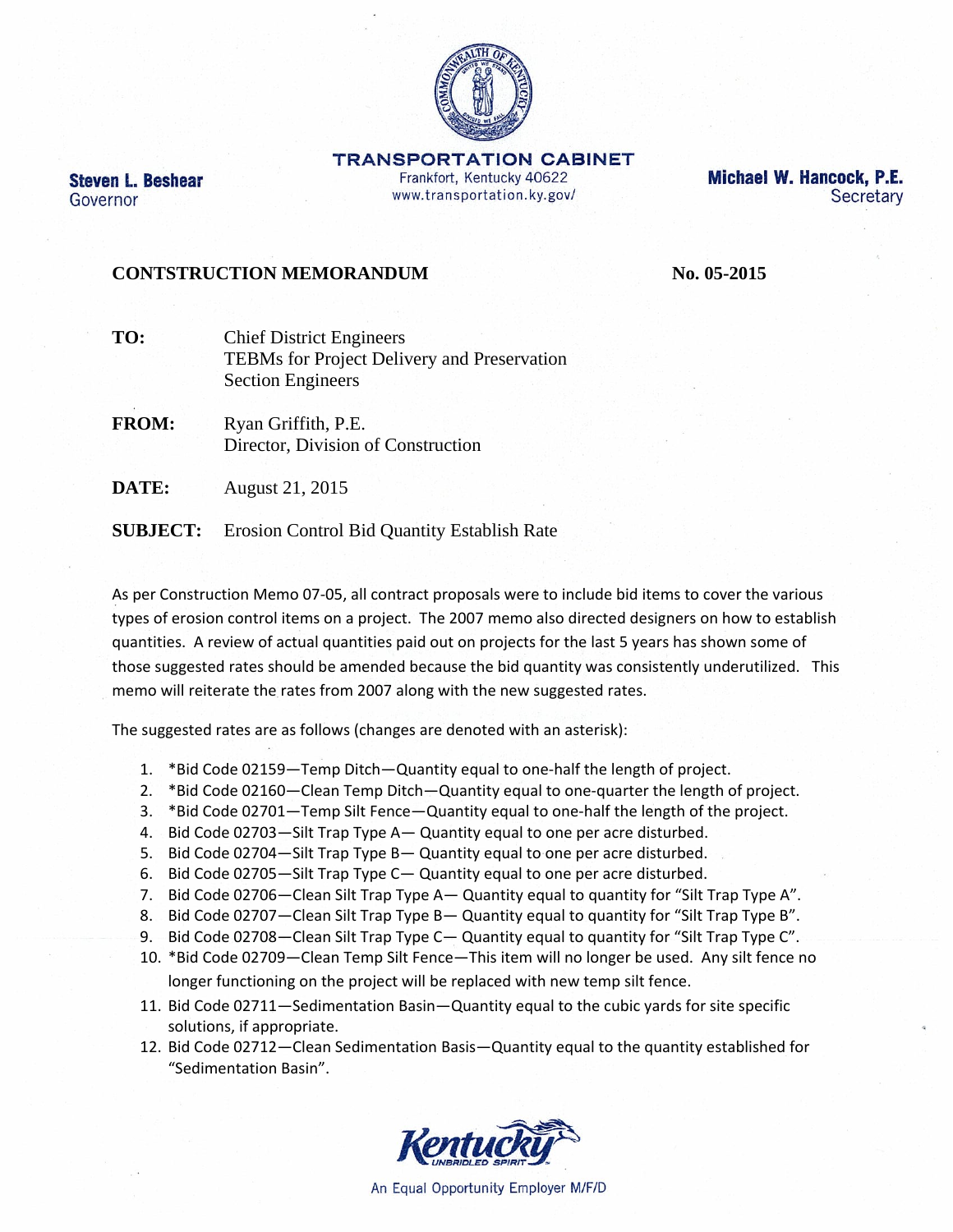**Steven L. Beshear**
Governor

**TRANSPORTATION CABINET**
Frankfort, Kentucky 40622
www.transportation.ky.gov/

**Michael W. Hancock, P.E.**
Secretary

**CONTSTRUCTION MEMORANDUM** **No. 05-2015**

**TO:** Chief District Engineers
TEBMs for Project Delivery and Preservation
Section Engineers

**FROM:** Ryan Griffith, P.E.
Director, Division of Construction

**DATE:** August 21, 2015

**SUBJECT:** Erosion Control Bid Quantity Establish Rate

As per Construction Memo 07-05, all contract proposals were to include bid items to cover the various types of erosion control items on a project. The 2007 memo also directed designers on how to establish quantities. A review of actual quantities paid out on projects for the last 5 years has shown some of those suggested rates should be amended because the bid quantity was consistently underutilized. This memo will reiterate the rates from 2007 along with the new suggested rates.

The suggested rates are as follows (changes are denoted with an asterisk):

1. *Bid Code 02159—Temp Ditch—Quantity equal to one-half the length of project.
2. *Bid Code 02160—Clean Temp Ditch—Quantity equal to one-quarter the length of project.
3. *Bid Code 02701—Temp Silt Fence—Quantity equal to one-half the length of the project.
4. Bid Code 02703—Silt Trap Type A— Quantity equal to one per acre disturbed.
5. Bid Code 02704—Silt Trap Type B— Quantity equal to one per acre disturbed.
6. Bid Code 02705—Silt Trap Type C— Quantity equal to one per acre disturbed.
7. Bid Code 02706—Clean Silt Trap Type A— Quantity equal to quantity for "Silt Trap Type A".
8. Bid Code 02707—Clean Silt Trap Type B— Quantity equal to quantity for "Silt Trap Type B".
9. Bid Code 02708—Clean Silt Trap Type C— Quantity equal to quantity for "Silt Trap Type C".
10. *Bid Code 02709—Clean Temp Silt Fence—This item will no longer be used. Any silt fence no longer functioning on the project will be replaced with new temp silt fence.
11. Bid Code 02711—Sedimentation Basin—Quantity equal to the cubic yards for site specific solutions, if appropriate.
12. Bid Code 02712—Clean Sedimentation Basis—Quantity equal to the quantity established for "Sedimentation Basin".

Kentucky UNBRIDLED SPIRIT

An Equal Opportunity Employer M/F/D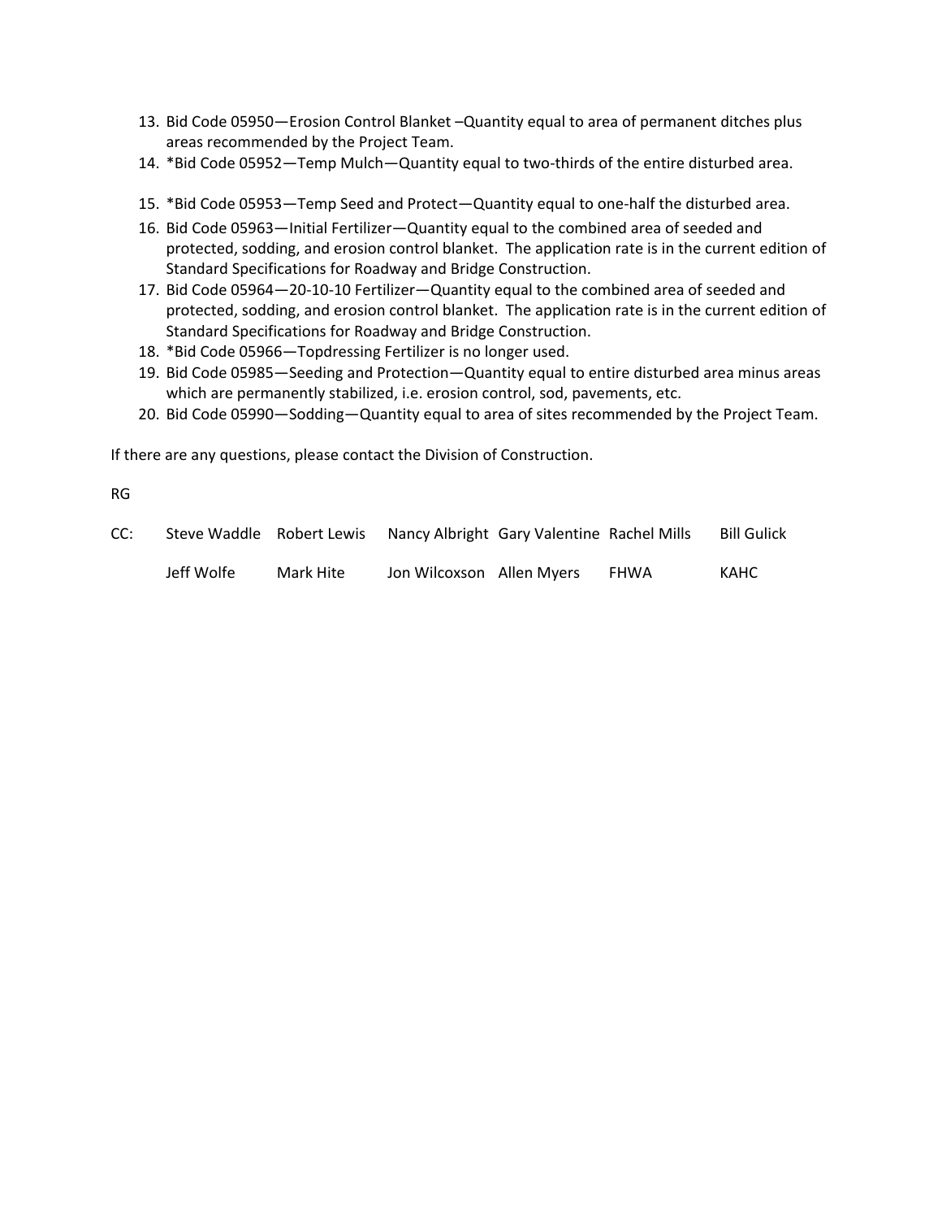13. Bid Code 05950—Erosion Control Blanket –Quantity equal to area of permanent ditches plus areas recommended by the Project Team.
14. *Bid Code 05952—Temp Mulch—Quantity equal to two-thirds of the entire disturbed area.
15. *Bid Code 05953—Temp Seed and Protect—Quantity equal to one-half the disturbed area.
16. Bid Code 05963—Initial Fertilizer—Quantity equal to the combined area of seeded and protected, sodding, and erosion control blanket. The application rate is in the current edition of Standard Specifications for Roadway and Bridge Construction.
17. Bid Code 05964—20-10-10 Fertilizer—Quantity equal to the combined area of seeded and protected, sodding, and erosion control blanket. The application rate is in the current edition of Standard Specifications for Roadway and Bridge Construction.
18. *Bid Code 05966—Topdressing Fertilizer is no longer used.
19. Bid Code 05985—Seeding and Protection—Quantity equal to entire disturbed area minus areas which are permanently stabilized, i.e. erosion control, sod, pavements, etc.
20. Bid Code 05990—Sodding—Quantity equal to area of sites recommended by the Project Team.

If there are any questions, please contact the Division of Construction.

RG

| | | | | | | |
|---|---|---|---|---|---|---|
| CC: | Steve Waddle | Robert Lewis | Nancy Albright | Gary Valentine | Rachel Mills | Bill Gulick |
| | Jeff Wolfe | Mark Hite | Jon Wilcoxson | Allen Myers | FHWA | KAHC |